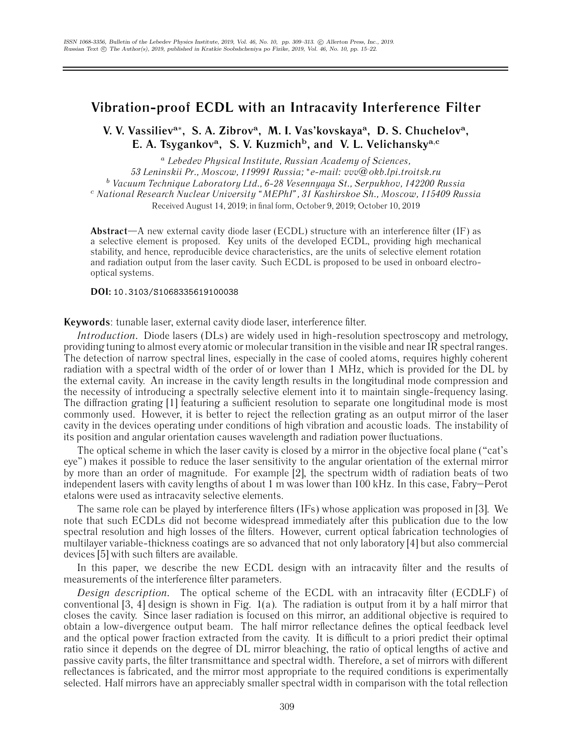# Vibration-proof ECDL with an Intracavity Interference Filter

**V. V. Vassiliev[a*], S. A. Zibrov[a], M. I. Vas'kovskaya[a], D. S. Chuchelov[a], E. A. Tsygankov[a], S. V. Kuzmich[b], and V. L. Velichansky[a,c]**

[a] *Lebedev Physical Institute, Russian Academy of Sciences, 53 Leninskii Pr., Moscow, 119991 Russia; *e-mail: vvv@okb.lpi.troitsk.ru*

[b] *Vacuum Technique Laboratory Ltd., 6-28 Vesennyaya St., Serpukhov, 142200 Russia*

[c] *National Research Nuclear University "MEPhI", 31 Kashirskoe Sh., Moscow, 115409 Russia*

Received August 14, 2019; in final form, October 9, 2019; October 10, 2019

**Abstract**—A new external cavity diode laser (ECDL) structure with an interference filter (IF) as a selective element is proposed. Key units of the developed ECDL, providing high mechanical stability, and hence, reproducible device characteristics, are the units of selective element rotation and radiation output from the laser cavity. Such ECDL is proposed to be used in onboard electro-optical systems.

**DOI:** 10.3103/S1068335619100038

**Keywords**: tunable laser, external cavity diode laser, interference filter.

*Introduction.* Diode lasers (DLs) are widely used in high-resolution spectroscopy and metrology, providing tuning to almost every atomic or molecular transition in the visible and near IR spectral ranges. The detection of narrow spectral lines, especially in the case of cooled atoms, requires highly coherent radiation with a spectral width of the order of or lower than 1 MHz, which is provided for the DL by the external cavity. An increase in the cavity length results in the longitudinal mode compression and the necessity of introducing a spectrally selective element into it to maintain single-frequency lasing. The diffraction grating [1] featuring a sufficient resolution to separate one longitudinal mode is most commonly used. However, it is better to reject the reflection grating as an output mirror of the laser cavity in the devices operating under conditions of high vibration and acoustic loads. The instability of its position and angular orientation causes wavelength and radiation power fluctuations.

The optical scheme in which the laser cavity is closed by a mirror in the objective focal plane ("cat's eye") makes it possible to reduce the laser sensitivity to the angular orientation of the external mirror by more than an order of magnitude. For example [2], the spectrum width of radiation beats of two independent lasers with cavity lengths of about 1 m was lower than 100 kHz. In this case, Fabry–Perot etalons were used as intracavity selective elements.

The same role can be played by interference filters (IFs) whose application was proposed in [3]. We note that such ECDLs did not become widespread immediately after this publication due to the low spectral resolution and high losses of the filters. However, current optical fabrication technologies of multilayer variable-thickness coatings are so advanced that not only laboratory [4] but also commercial devices [5] with such filters are available.

In this paper, we describe the new ECDL design with an intracavity filter and the results of measurements of the interference filter parameters.

*Design description.* The optical scheme of the ECDL with an intracavity filter (ECDLF) of conventional [3, 4] design is shown in Fig. 1(a). The radiation is output from it by a half mirror that closes the cavity. Since laser radiation is focused on this mirror, an additional objective is required to obtain a low-divergence output beam. The half mirror reflectance defines the optical feedback level and the optical power fraction extracted from the cavity. It is difficult to a priori predict their optimal ratio since it depends on the degree of DL mirror bleaching, the ratio of optical lengths of active and passive cavity parts, the filter transmittance and spectral width. Therefore, a set of mirrors with different reflectances is fabricated, and the mirror most appropriate to the required conditions is experimentally selected. Half mirrors have an appreciably smaller spectral width in comparison with the total reflection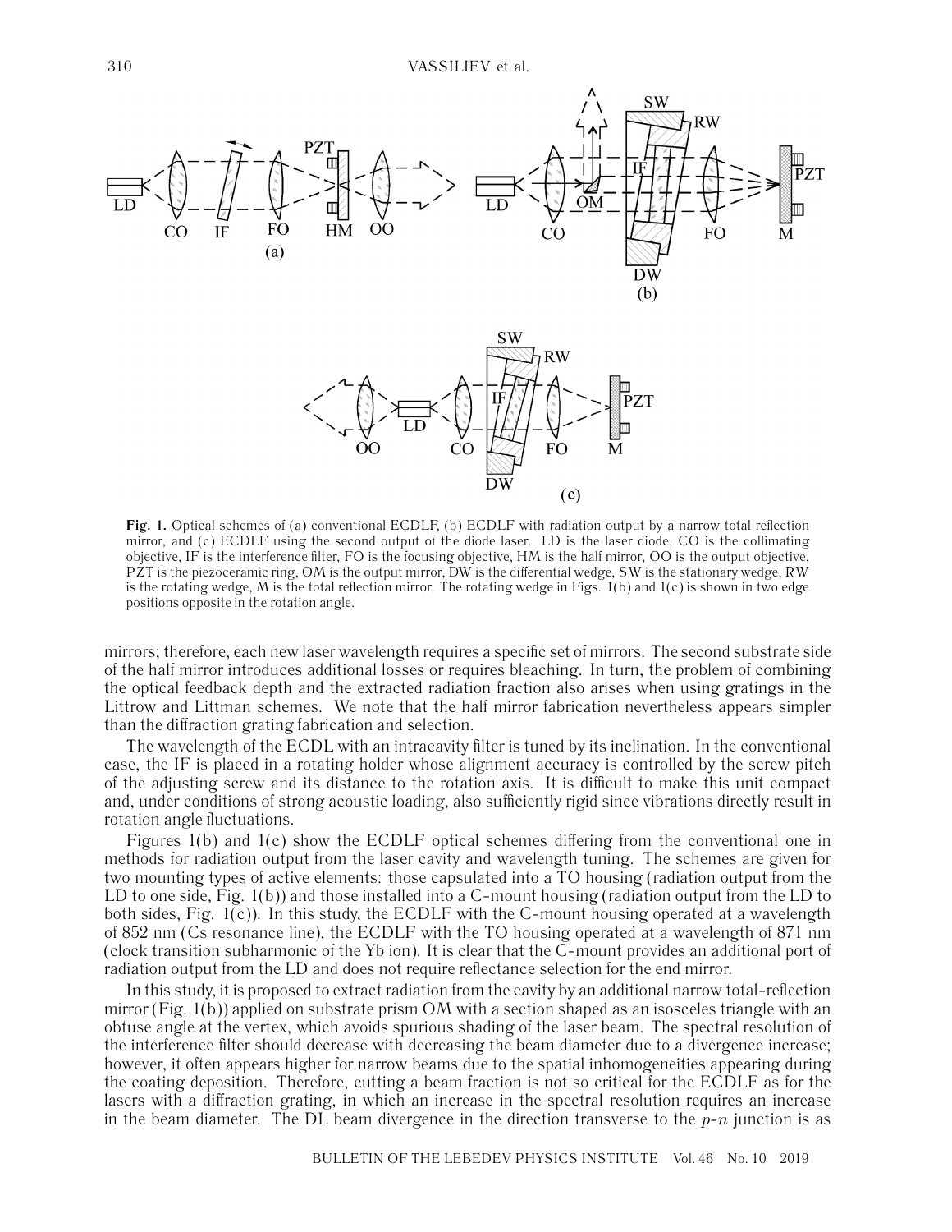LD CO IF FO PZT HM OO

(a)

LD CO OM IF SW RW DW FO PZT M

(b)

OO LD CO SW RW IF DW FO PZT M

(c)

**Fig. 1.** Optical schemes of (a) conventional ECDLF, (b) ECDLF with radiation output by a narrow total reflection mirror, and (c) ECDLF using the second output of the diode laser. LD is the laser diode, CO is the collimating objective, IF is the interference filter, FO is the focusing objective, HM is the half mirror, OO is the output objective, PZT is the piezoceramic ring, OM is the output mirror, DW is the differential wedge, SW is the stationary wedge, RW is the rotating wedge, M is the total reflection mirror. The rotating wedge in Figs. 1(b) and 1(c) is shown in two edge positions opposite in the rotation angle.

mirrors; therefore, each new laser wavelength requires a specific set of mirrors. The second substrate side of the half mirror introduces additional losses or requires bleaching. In turn, the problem of combining the optical feedback depth and the extracted radiation fraction also arises when using gratings in the Littrow and Littman schemes. We note that the half mirror fabrication nevertheless appears simpler than the diffraction grating fabrication and selection.

The wavelength of the ECDL with an intracavity filter is tuned by its inclination. In the conventional case, the IF is placed in a rotating holder whose alignment accuracy is controlled by the screw pitch of the adjusting screw and its distance to the rotation axis. It is difficult to make this unit compact and, under conditions of strong acoustic loading, also sufficiently rigid since vibrations directly result in rotation angle fluctuations.

Figures 1(b) and 1(c) show the ECDLF optical schemes differing from the conventional one in methods for radiation output from the laser cavity and wavelength tuning. The schemes are given for two mounting types of active elements: those capsulated into a TO housing (radiation output from the LD to one side, Fig. 1(b)) and those installed into a C-mount housing (radiation output from the LD to both sides, Fig. 1(c)). In this study, the ECDLF with the C-mount housing operated at a wavelength of 852 nm (Cs resonance line), the ECDLF with the TO housing operated at a wavelength of 871 nm (clock transition subharmonic of the Yb ion). It is clear that the C-mount provides an additional port of radiation output from the LD and does not require reflectance selection for the end mirror.

In this study, it is proposed to extract radiation from the cavity by an additional narrow total-reflection mirror (Fig. 1(b)) applied on substrate prism OM with a section shaped as an isosceles triangle with an obtuse angle at the vertex, which avoids spurious shading of the laser beam. The spectral resolution of the interference filter should decrease with decreasing the beam diameter due to a divergence increase; however, it often appears higher for narrow beams due to the spatial inhomogeneities appearing during the coating deposition. Therefore, cutting a beam fraction is not so critical for the ECDLF as for the lasers with a diffraction grating, in which an increase in the spectral resolution requires an increase in the beam diameter. The DL beam divergence in the direction transverse to the $p$-$n$ junction is as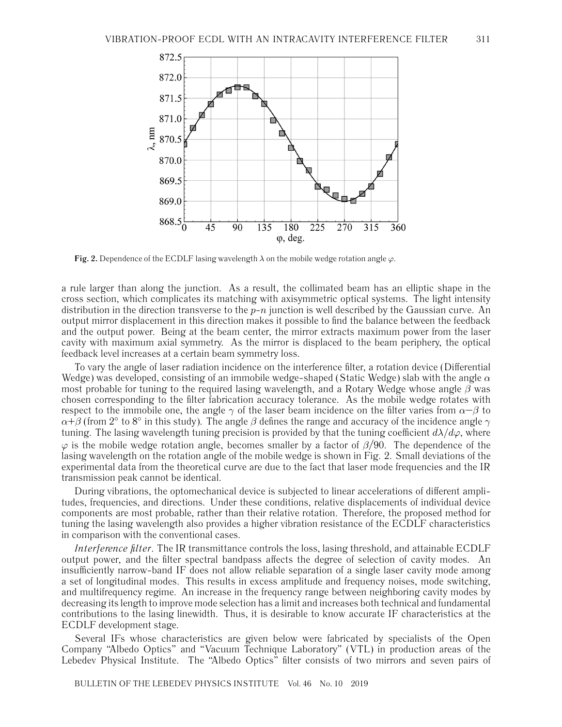**Fig. 2.** Dependence of the ECDLF lasing wavelength $\lambda$ on the mobile wedge rotation angle $\varphi$.

a rule larger than along the junction. As a result, the collimated beam has an elliptic shape in the cross section, which complicates its matching with axisymmetric optical systems. The light intensity distribution in the direction transverse to the $p$-$n$ junction is well described by the Gaussian curve. An output mirror displacement in this direction makes it possible to find the balance between the feedback and the output power. Being at the beam center, the mirror extracts maximum power from the laser cavity with maximum axial symmetry. As the mirror is displaced to the beam periphery, the optical feedback level increases at a certain beam symmetry loss.

To vary the angle of laser radiation incidence on the interference filter, a rotation device (Differential Wedge) was developed, consisting of an immobile wedge-shaped (Static Wedge) slab with the angle $\alpha$ most probable for tuning to the required lasing wavelength, and a Rotary Wedge whose angle $\beta$ was chosen corresponding to the filter fabrication accuracy tolerance. As the mobile wedge rotates with respect to the immobile one, the angle $\gamma$ of the laser beam incidence on the filter varies from $\alpha-\beta$ to $\alpha+\beta$ (from 2° to 8° in this study). The angle $\beta$ defines the range and accuracy of the incidence angle $\gamma$ tuning. The lasing wavelength tuning precision is provided by that the tuning coefficient $d\lambda/d\varphi$, where $\varphi$ is the mobile wedge rotation angle, becomes smaller by a factor of $\beta/90$. The dependence of the lasing wavelength on the rotation angle of the mobile wedge is shown in Fig. 2. Small deviations of the experimental data from the theoretical curve are due to the fact that laser mode frequencies and the IR transmission peak cannot be identical.

During vibrations, the optomechanical device is subjected to linear accelerations of different amplitudes, frequencies, and directions. Under these conditions, relative displacements of individual device components are most probable, rather than their relative rotation. Therefore, the proposed method for tuning the lasing wavelength also provides a higher vibration resistance of the ECDLF characteristics in comparison with the conventional cases.

*Interference filter*. The IR transmittance controls the loss, lasing threshold, and attainable ECDLF output power, and the filter spectral bandpass affects the degree of selection of cavity modes. An insufficiently narrow-band IF does not allow reliable separation of a single laser cavity mode among a set of longitudinal modes. This results in excess amplitude and frequency noises, mode switching, and multifrequency regime. An increase in the frequency range between neighboring cavity modes by decreasing its length to improve mode selection has a limit and increases both technical and fundamental contributions to the lasing linewidth. Thus, it is desirable to know accurate IF characteristics at the ECDLF development stage.

Several IFs whose characteristics are given below were fabricated by specialists of the Open Company "Albedo Optics" and "Vacuum Technique Laboratory" (VTL) in production areas of the Lebedev Physical Institute. The "Albedo Optics" filter consists of two mirrors and seven pairs of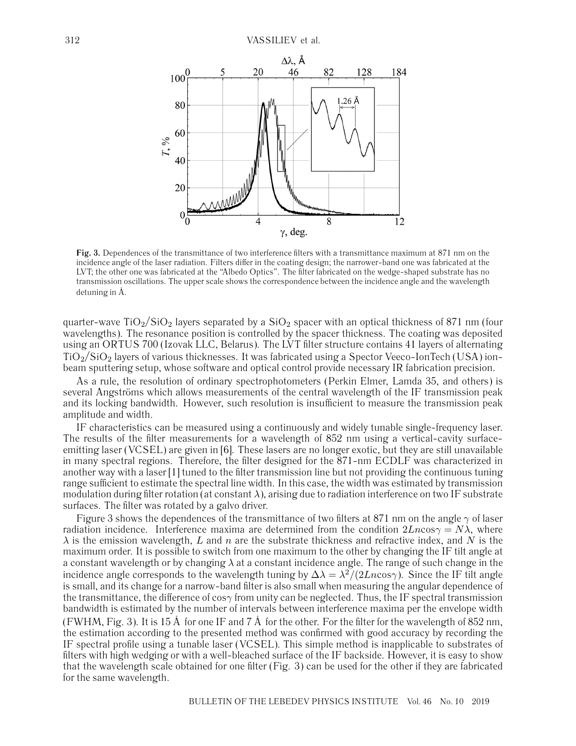Fig. 3. Dependences of the transmittance of two interference filters with a transmittance maximum at 871 nm on the incidence angle of the laser radiation. Filters differ in the coating design; the narrower-band one was fabricated at the LVT; the other one was fabricated at the "Albedo Optics". The filter fabricated on the wedge-shaped substrate has no transmission oscillations. The upper scale shows the correspondence between the incidence angle and the wavelength detuning in Å.

quarter-wave $TiO_2/SiO_2$ layers separated by a $SiO_2$ spacer with an optical thickness of 871 nm (four wavelengths). The resonance position is controlled by the spacer thickness. The coating was deposited using an ORTUS 700 (Izovak LLC, Belarus). The LVT filter structure contains 41 layers of alternating $TiO_2/SiO_2$ layers of various thicknesses. It was fabricated using a Spector Veeco-IonTech (USA) ion-beam sputtering setup, whose software and optical control provide necessary IR fabrication precision.

As a rule, the resolution of ordinary spectrophotometers (Perkin Elmer, Lamda 35, and others) is several Angströms which allows measurements of the central wavelength of the IF transmission peak and its locking bandwidth. However, such resolution is insufficient to measure the transmission peak amplitude and width.

IF characteristics can be measured using a continuously and widely tunable single-frequency laser. The results of the filter measurements for a wavelength of 852 nm using a vertical-cavity surface-emitting laser (VCSEL) are given in [6]. These lasers are no longer exotic, but they are still unavailable in many spectral regions. Therefore, the filter designed for the 871-nm ECDLF was characterized in another way with a laser [1] tuned to the filter transmission line but not providing the continuous tuning range sufficient to estimate the spectral line width. In this case, the width was estimated by transmission modulation during filter rotation (at constant $\lambda$), arising due to radiation interference on two IF substrate surfaces. The filter was rotated by a galvo driver.

Figure 3 shows the dependences of the transmittance of two filters at 871 nm on the angle $\gamma$ of laser radiation incidence. Interference maxima are determined from the condition $2Ln\cos\gamma = N\lambda$, where $\lambda$ is the emission wavelength, $L$ and $n$ are the substrate thickness and refractive index, and $N$ is the maximum order. It is possible to switch from one maximum to the other by changing the IF tilt angle at a constant wavelength or by changing $\lambda$ at a constant incidence angle. The range of such change in the incidence angle corresponds to the wavelength tuning by $\Delta\lambda = \lambda^2/(2Ln\cos\gamma)$. Since the IF tilt angle is small, and its change for a narrow-band filter is also small when measuring the angular dependence of the transmittance, the difference of $\cos\gamma$ from unity can be neglected. Thus, the IF spectral transmission bandwidth is estimated by the number of intervals between interference maxima per the envelope width (FWHM, Fig. 3). It is 15 Å for one IF and 7 Å for the other. For the filter for the wavelength of 852 nm, the estimation according to the presented method was confirmed with good accuracy by recording the IF spectral profile using a tunable laser (VCSEL). This simple method is inapplicable to substrates of filters with high wedging or with a well-bleached surface of the IF backside. However, it is easy to show that the wavelength scale obtained for one filter (Fig. 3) can be used for the other if they are fabricated for the same wavelength.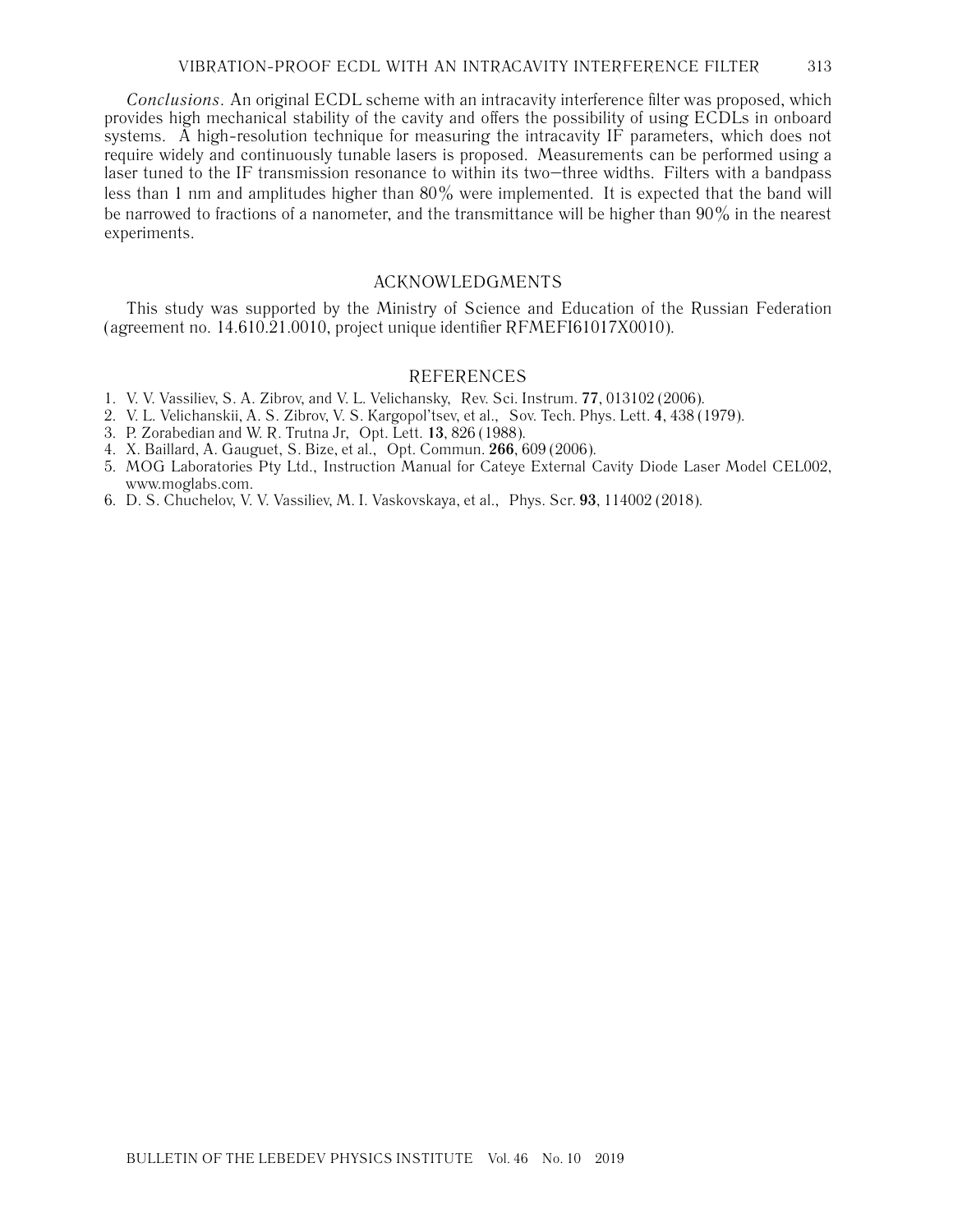*Conclusions*. An original ECDL scheme with an intracavity interference filter was proposed, which provides high mechanical stability of the cavity and offers the possibility of using ECDLs in onboard systems. A high-resolution technique for measuring the intracavity IF parameters, which does not require widely and continuously tunable lasers is proposed. Measurements can be performed using a laser tuned to the IF transmission resonance to within its two–three widths. Filters with a bandpass less than 1 nm and amplitudes higher than 80% were implemented. It is expected that the band will be narrowed to fractions of a nanometer, and the transmittance will be higher than 90% in the nearest experiments.

## ACKNOWLEDGMENTS

This study was supported by the Ministry of Science and Education of the Russian Federation (agreement no. 14.610.21.0010, project unique identifier RFMEFI61017X0010).

## REFERENCES

1. V. V. Vassiliev, S. A. Zibrov, and V. L. Velichansky, Rev. Sci. Instrum. **77**, 013102 (2006).
2. V. L. Velichanskii, A. S. Zibrov, V. S. Kargopol'tsev, et al., Sov. Tech. Phys. Lett. **4**, 438 (1979).
3. P. Zorabedian and W. R. Trutna Jr, Opt. Lett. **13**, 826 (1988).
4. X. Baillard, A. Gauguet, S. Bize, et al., Opt. Commun. **266**, 609 (2006).
5. MOG Laboratories Pty Ltd., Instruction Manual for Cateye External Cavity Diode Laser Model CEL002, www.moglabs.com.
6. D. S. Chuchelov, V. V. Vassiliev, M. I. Vaskovskaya, et al., Phys. Scr. **93**, 114002 (2018).